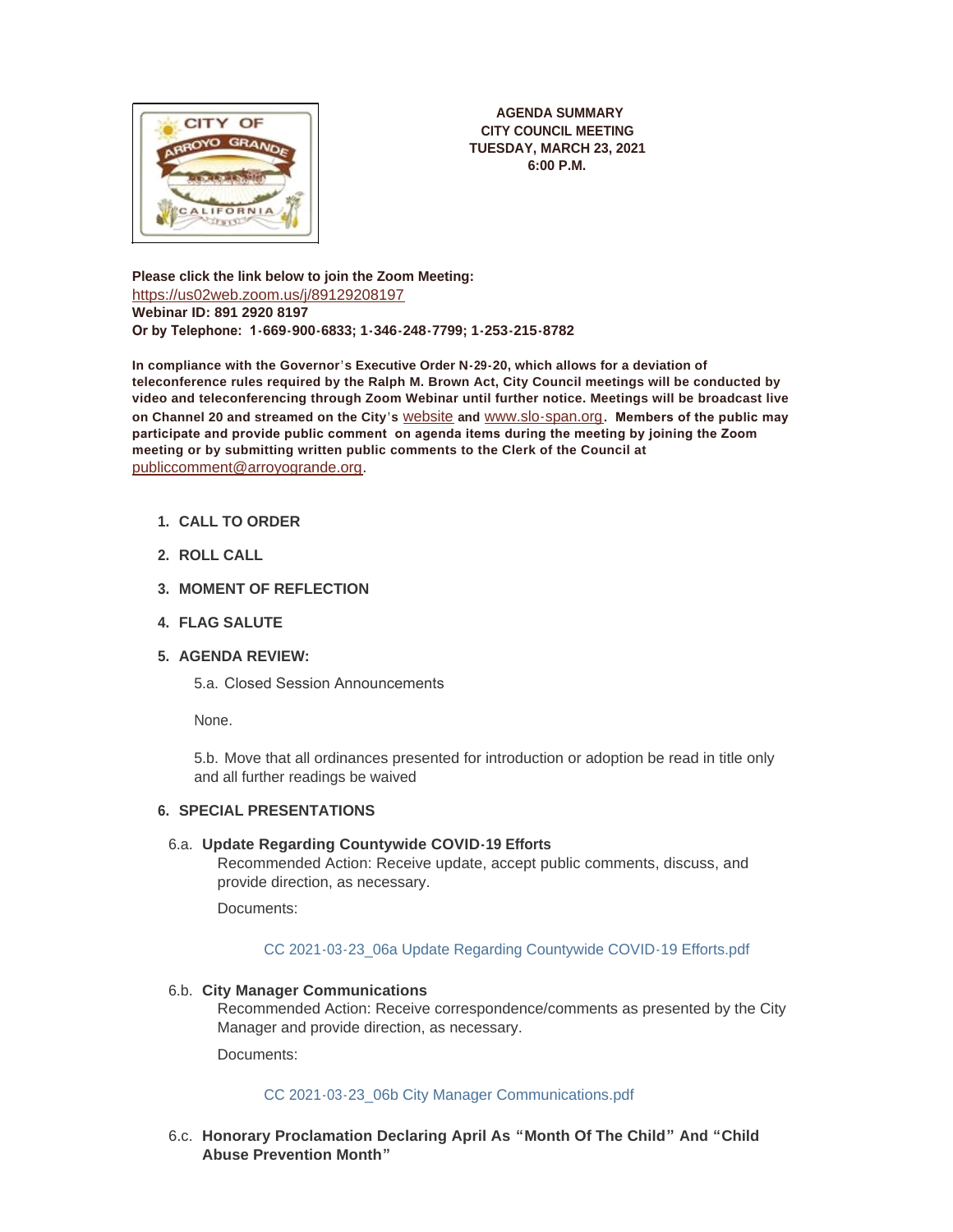**AGENDA SUMMARY**
**CITY COUNCIL MEETING**
**TUESDAY, MARCH 23, 2021**
**6:00 P.M.**

**Please click the link below to join the Zoom Meeting:**
https://us02web.zoom.us/j/89129208197
**Webinar ID: 891 2920 8197**
**Or by Telephone: 1-669-900-6833; 1-346-248-7799; 1-253-215-8782**

**In compliance with the Governor's Executive Order N-29-20, which allows for a deviation of teleconference rules required by the Ralph M. Brown Act, City Council meetings will be conducted by video and teleconferencing through Zoom Webinar until further notice. Meetings will be broadcast live on Channel 20 and streamed on the City's** website **and** www.slo-span.org**. Members of the public may participate and provide public comment on agenda items during the meeting by joining the Zoom meeting or by submitting written public comments to the Clerk of the Council at** publiccomment@arroyogrande.org.

1. **CALL TO ORDER**
2. **ROLL CALL**
3. **MOMENT OF REFLECTION**
4. **FLAG SALUTE**
5. **AGENDA REVIEW:**

   5.a. Closed Session Announcements

   None.

   5.b. Move that all ordinances presented for introduction or adoption be read in title only and all further readings be waived

6. **SPECIAL PRESENTATIONS**

6.a. **Update Regarding Countywide COVID-19 Efforts**
Recommended Action: Receive update, accept public comments, discuss, and provide direction, as necessary.

Documents:

CC 2021-03-23_06a Update Regarding Countywide COVID-19 Efforts.pdf

6.b. **City Manager Communications**
Recommended Action: Receive correspondence/comments as presented by the City Manager and provide direction, as necessary.

Documents:

CC 2021-03-23_06b City Manager Communications.pdf

6.c. **Honorary Proclamation Declaring April As "Month Of The Child" And "Child Abuse Prevention Month"**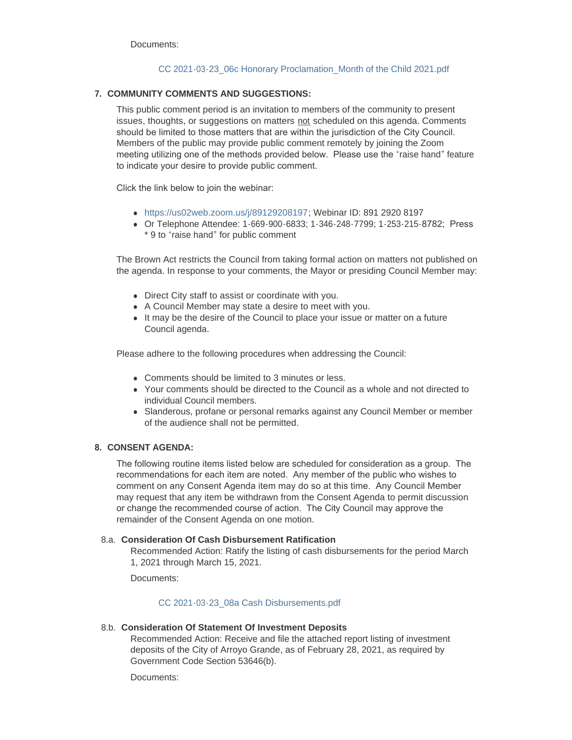Documents:

CC 2021-03-23_06c Honorary Proclamation_Month of the Child 2021.pdf

## 7. COMMUNITY COMMENTS AND SUGGESTIONS:

This public comment period is an invitation to members of the community to present issues, thoughts, or suggestions on matters not scheduled on this agenda. Comments should be limited to those matters that are within the jurisdiction of the City Council. Members of the public may provide public comment remotely by joining the Zoom meeting utilizing one of the methods provided below. Please use the "raise hand" feature to indicate your desire to provide public comment.

Click the link below to join the webinar:

- https://us02web.zoom.us/j/89129208197; Webinar ID: 891 2920 8197
- Or Telephone Attendee: 1-669-900-6833; 1-346-248-7799; 1-253-215-8782; Press * 9 to "raise hand" for public comment

The Brown Act restricts the Council from taking formal action on matters not published on the agenda. In response to your comments, the Mayor or presiding Council Member may:

- Direct City staff to assist or coordinate with you.
- A Council Member may state a desire to meet with you.
- It may be the desire of the Council to place your issue or matter on a future Council agenda.

Please adhere to the following procedures when addressing the Council:

- Comments should be limited to 3 minutes or less.
- Your comments should be directed to the Council as a whole and not directed to individual Council members.
- Slanderous, profane or personal remarks against any Council Member or member of the audience shall not be permitted.

## 8. CONSENT AGENDA:

The following routine items listed below are scheduled for consideration as a group. The recommendations for each item are noted. Any member of the public who wishes to comment on any Consent Agenda item may do so at this time. Any Council Member may request that any item be withdrawn from the Consent Agenda to permit discussion or change the recommended course of action. The City Council may approve the remainder of the Consent Agenda on one motion.

### 8.a. Consideration Of Cash Disbursement Ratification

Recommended Action: Ratify the listing of cash disbursements for the period March 1, 2021 through March 15, 2021.

Documents:

CC 2021-03-23_08a Cash Disbursements.pdf

### 8.b. Consideration Of Statement Of Investment Deposits

Recommended Action: Receive and file the attached report listing of investment deposits of the City of Arroyo Grande, as of February 28, 2021, as required by Government Code Section 53646(b).

Documents: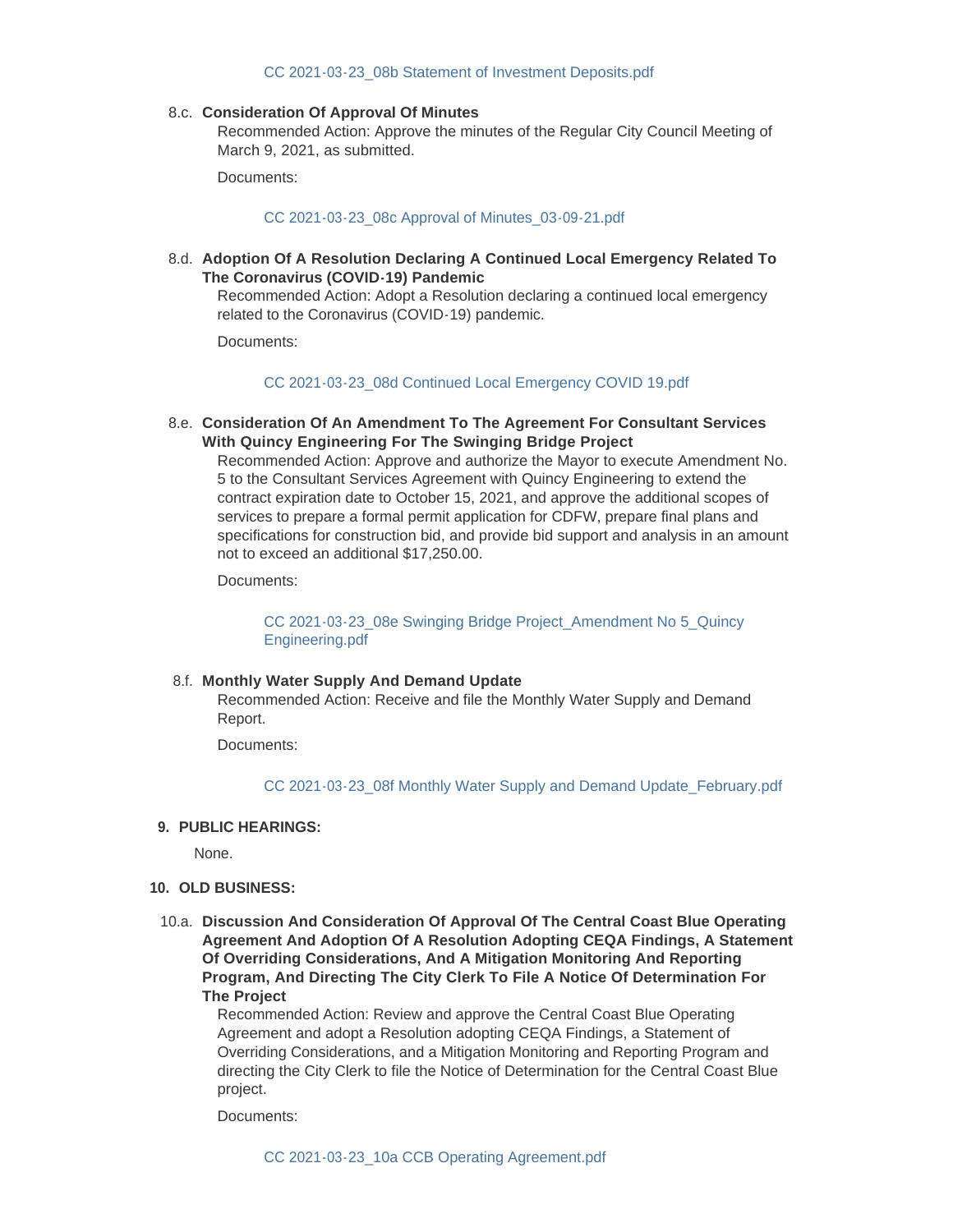CC 2021-03-23_08b Statement of Investment Deposits.pdf

8.c. **Consideration Of Approval Of Minutes**

Recommended Action: Approve the minutes of the Regular City Council Meeting of March 9, 2021, as submitted.

Documents:

CC 2021-03-23_08c Approval of Minutes_03-09-21.pdf

8.d. **Adoption Of A Resolution Declaring A Continued Local Emergency Related To The Coronavirus (COVID-19) Pandemic**

Recommended Action: Adopt a Resolution declaring a continued local emergency related to the Coronavirus (COVID-19) pandemic.

Documents:

CC 2021-03-23_08d Continued Local Emergency COVID 19.pdf

8.e. **Consideration Of An Amendment To The Agreement For Consultant Services With Quincy Engineering For The Swinging Bridge Project**

Recommended Action: Approve and authorize the Mayor to execute Amendment No. 5 to the Consultant Services Agreement with Quincy Engineering to extend the contract expiration date to October 15, 2021, and approve the additional scopes of services to prepare a formal permit application for CDFW, prepare final plans and specifications for construction bid, and provide bid support and analysis in an amount not to exceed an additional $17,250.00.

Documents:

CC 2021-03-23_08e Swinging Bridge Project_Amendment No 5_Quincy Engineering.pdf

8.f. **Monthly Water Supply And Demand Update**

Recommended Action: Receive and file the Monthly Water Supply and Demand Report.

Documents:

CC 2021-03-23_08f Monthly Water Supply and Demand Update_February.pdf

## 9. PUBLIC HEARINGS:

None.

## 10. OLD BUSINESS:

10.a. **Discussion And Consideration Of Approval Of The Central Coast Blue Operating Agreement And Adoption Of A Resolution Adopting CEQA Findings, A Statement Of Overriding Considerations, And A Mitigation Monitoring And Reporting Program, And Directing The City Clerk To File A Notice Of Determination For The Project**

Recommended Action: Review and approve the Central Coast Blue Operating Agreement and adopt a Resolution adopting CEQA Findings, a Statement of Overriding Considerations, and a Mitigation Monitoring and Reporting Program and directing the City Clerk to file the Notice of Determination for the Central Coast Blue project.

Documents:

CC 2021-03-23_10a CCB Operating Agreement.pdf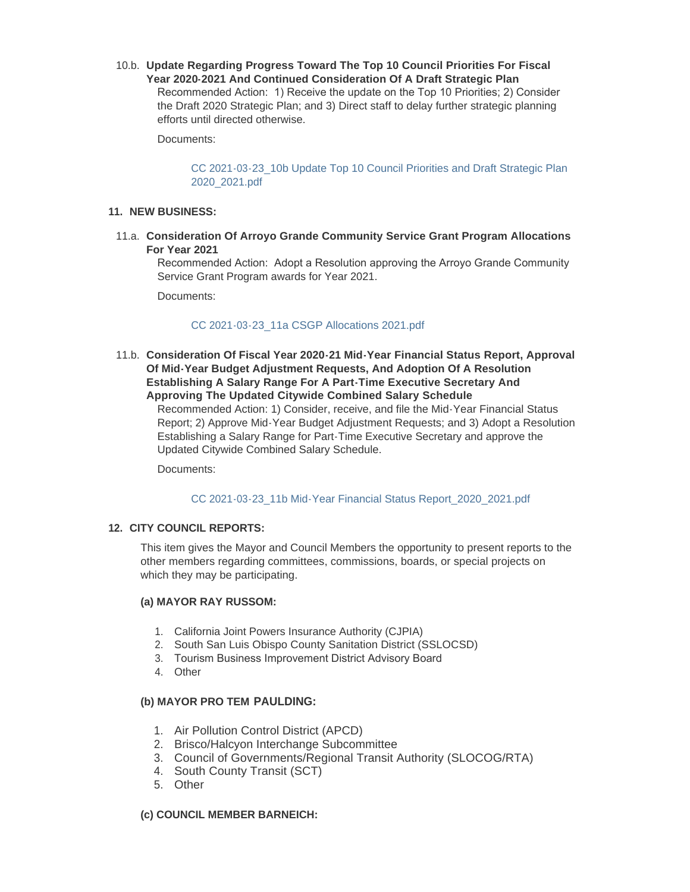10.b. **Update Regarding Progress Toward The Top 10 Council Priorities For Fiscal Year 2020-2021 And Continued Consideration Of A Draft Strategic Plan**

Recommended Action: 1) Receive the update on the Top 10 Priorities; 2) Consider the Draft 2020 Strategic Plan; and 3) Direct staff to delay further strategic planning efforts until directed otherwise.

Documents:

CC 2021-03-23_10b Update Top 10 Council Priorities and Draft Strategic Plan 2020_2021.pdf

## 11. NEW BUSINESS:

11.a. **Consideration Of Arroyo Grande Community Service Grant Program Allocations For Year 2021**

Recommended Action: Adopt a Resolution approving the Arroyo Grande Community Service Grant Program awards for Year 2021.

Documents:

CC 2021-03-23_11a CSGP Allocations 2021.pdf

11.b. **Consideration Of Fiscal Year 2020-21 Mid-Year Financial Status Report, Approval Of Mid-Year Budget Adjustment Requests, And Adoption Of A Resolution Establishing A Salary Range For A Part-Time Executive Secretary And Approving The Updated Citywide Combined Salary Schedule**

Recommended Action: 1) Consider, receive, and file the Mid-Year Financial Status Report; 2) Approve Mid-Year Budget Adjustment Requests; and 3) Adopt a Resolution Establishing a Salary Range for Part-Time Executive Secretary and approve the Updated Citywide Combined Salary Schedule.

Documents:

CC 2021-03-23_11b Mid-Year Financial Status Report_2020_2021.pdf

## 12. CITY COUNCIL REPORTS:

This item gives the Mayor and Council Members the opportunity to present reports to the other members regarding committees, commissions, boards, or special projects on which they may be participating.

**(a) MAYOR RAY RUSSOM:**

1. California Joint Powers Insurance Authority (CJPIA)
2. South San Luis Obispo County Sanitation District (SSLOCSD)
3. Tourism Business Improvement District Advisory Board
4. Other

**(b) MAYOR PRO TEM PAULDING:**

1. Air Pollution Control District (APCD)
2. Brisco/Halcyon Interchange Subcommittee
3. Council of Governments/Regional Transit Authority (SLOCOG/RTA)
4. South County Transit (SCT)
5. Other

**(c) COUNCIL MEMBER BARNEICH:**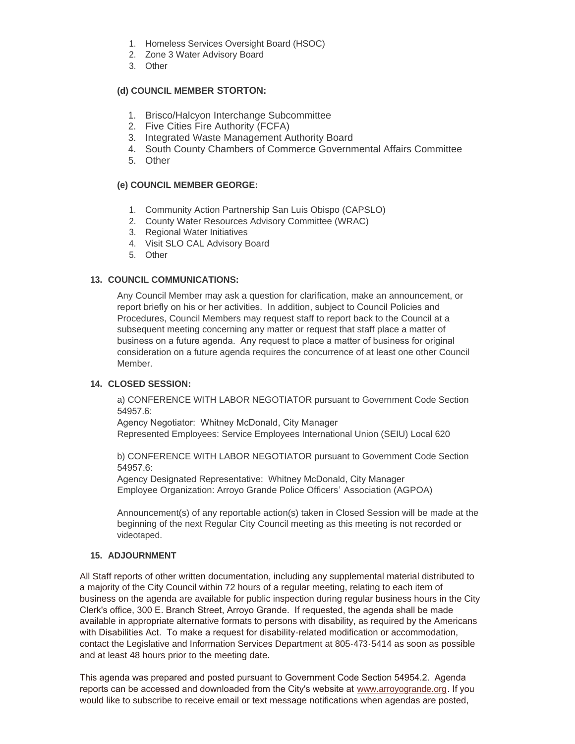1. Homeless Services Oversight Board (HSOC)
2. Zone 3 Water Advisory Board
3. Other

**(d) COUNCIL MEMBER STORTON:**

1. Brisco/Halcyon Interchange Subcommittee
2. Five Cities Fire Authority (FCFA)
3. Integrated Waste Management Authority Board
4. South County Chambers of Commerce Governmental Affairs Committee
5. Other

**(e) COUNCIL MEMBER GEORGE:**

1. Community Action Partnership San Luis Obispo (CAPSLO)
2. County Water Resources Advisory Committee (WRAC)
3. Regional Water Initiatives
4. Visit SLO CAL Advisory Board
5. Other

**13. COUNCIL COMMUNICATIONS:**

Any Council Member may ask a question for clarification, make an announcement, or report briefly on his or her activities. In addition, subject to Council Policies and Procedures, Council Members may request staff to report back to the Council at a subsequent meeting concerning any matter or request that staff place a matter of business on a future agenda. Any request to place a matter of business for original consideration on a future agenda requires the concurrence of at least one other Council Member.

**14. CLOSED SESSION:**

a) CONFERENCE WITH LABOR NEGOTIATOR pursuant to Government Code Section 54957.6:
Agency Negotiator: Whitney McDonald, City Manager
Represented Employees: Service Employees International Union (SEIU) Local 620

b) CONFERENCE WITH LABOR NEGOTIATOR pursuant to Government Code Section 54957.6:
Agency Designated Representative: Whitney McDonald, City Manager
Employee Organization: Arroyo Grande Police Officers' Association (AGPOA)

Announcement(s) of any reportable action(s) taken in Closed Session will be made at the beginning of the next Regular City Council meeting as this meeting is not recorded or videotaped.

**15. ADJOURNMENT**

All Staff reports of other written documentation, including any supplemental material distributed to a majority of the City Council within 72 hours of a regular meeting, relating to each item of business on the agenda are available for public inspection during regular business hours in the City Clerk's office, 300 E. Branch Street, Arroyo Grande. If requested, the agenda shall be made available in appropriate alternative formats to persons with disability, as required by the Americans with Disabilities Act. To make a request for disability-related modification or accommodation, contact the Legislative and Information Services Department at 805-473-5414 as soon as possible and at least 48 hours prior to the meeting date.

This agenda was prepared and posted pursuant to Government Code Section 54954.2. Agenda reports can be accessed and downloaded from the City's website at www.arroyogrande.org. If you would like to subscribe to receive email or text message notifications when agendas are posted,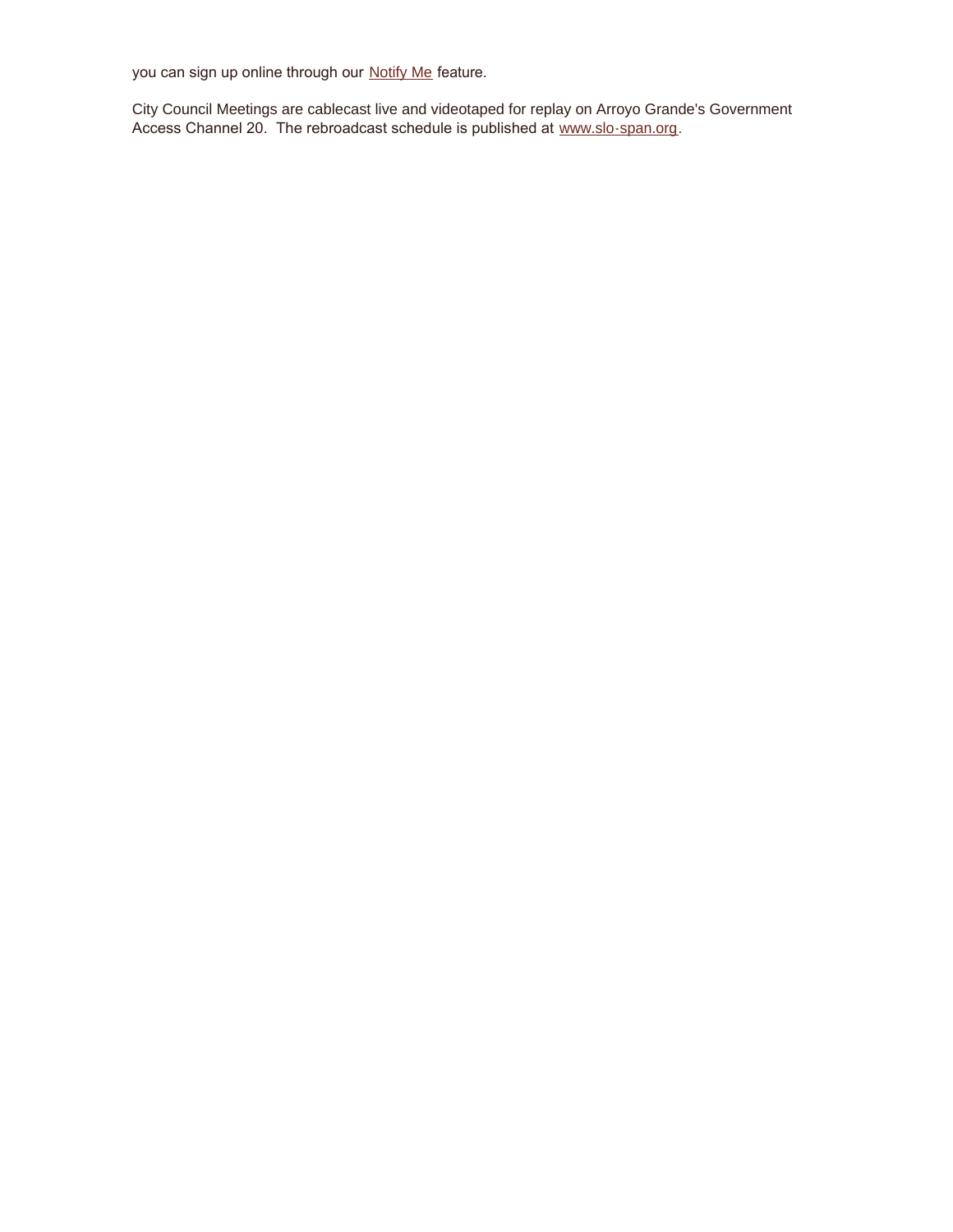you can sign up online through our Notify Me feature.

City Council Meetings are cablecast live and videotaped for replay on Arroyo Grande's Government Access Channel 20.  The rebroadcast schedule is published at www.slo-span.org.